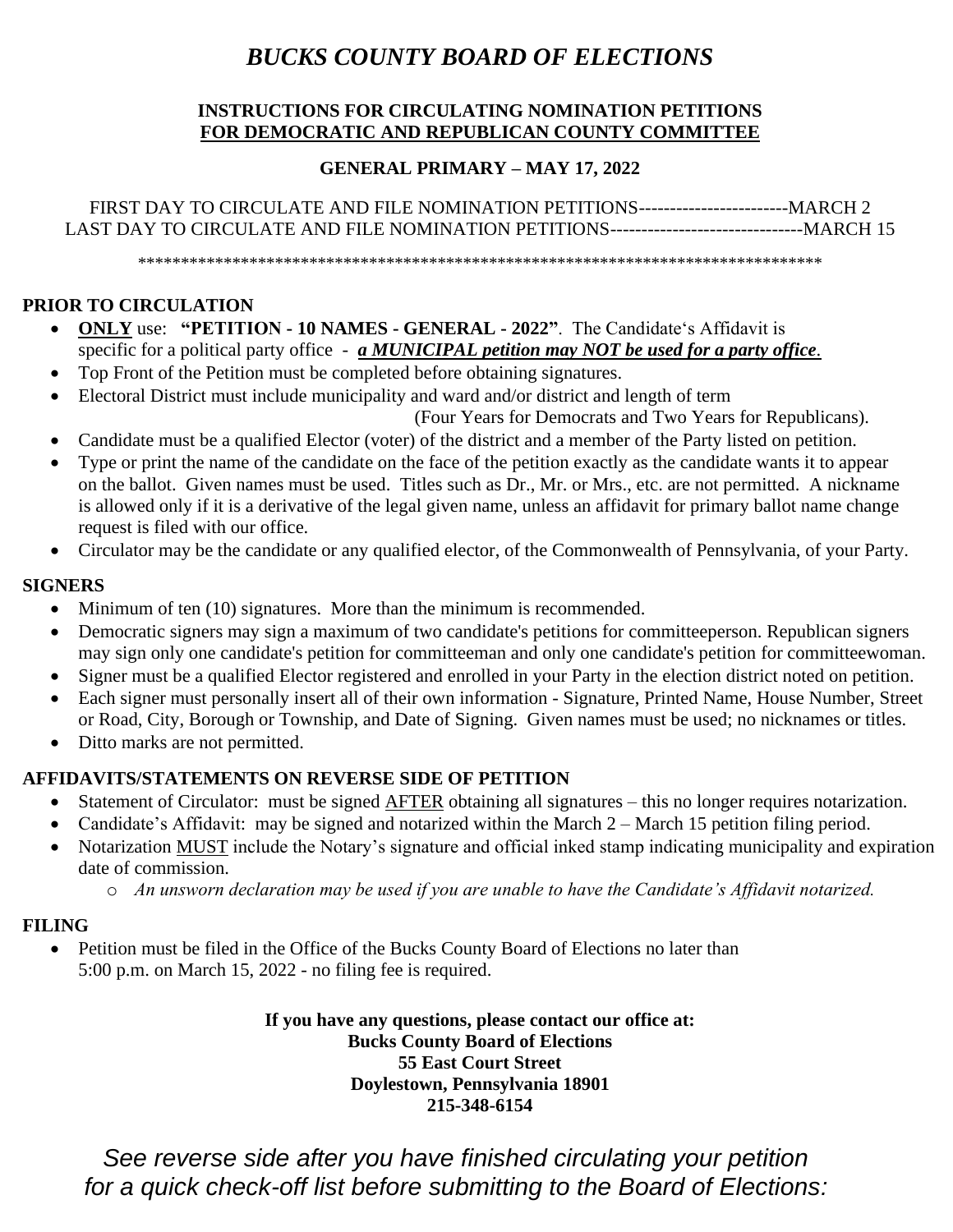# *BUCKS COUNTY BOARD OF ELECTIONS*

**INSTRUCTIONS FOR CIRCULATING NOMINATION PETITIONS**
**<u>FOR DEMOCRATIC AND REPUBLICAN COUNTY COMMITTEE</u>**

**GENERAL PRIMARY – MAY 17, 2022**

FIRST DAY TO CIRCULATE AND FILE NOMINATION PETITIONS------------------------MARCH 2
LAST DAY TO CIRCULATE AND FILE NOMINATION PETITIONS-------------------------------MARCH 15

*************************************************************************************

## PRIOR TO CIRCULATION

- **<u>ONLY</u>** use: **"PETITION - 10 NAMES - GENERAL - 2022"**. The Candidate's Affidavit is specific for a political party office - ***<u>a MUNICIPAL petition may NOT be used for a party office</u>***.
- Top Front of the Petition must be completed before obtaining signatures.
- Electoral District must include municipality and ward and/or district and length of term (Four Years for Democrats and Two Years for Republicans).
- Candidate must be a qualified Elector (voter) of the district and a member of the Party listed on petition.
- Type or print the name of the candidate on the face of the petition exactly as the candidate wants it to appear on the ballot. Given names must be used. Titles such as Dr., Mr. or Mrs., etc. are not permitted. A nickname is allowed only if it is a derivative of the legal given name, unless an affidavit for primary ballot name change request is filed with our office.
- Circulator may be the candidate or any qualified elector, of the Commonwealth of Pennsylvania, of your Party.

## SIGNERS

- Minimum of ten (10) signatures. More than the minimum is recommended.
- Democratic signers may sign a maximum of two candidate's petitions for committeeperson. Republican signers may sign only one candidate's petition for committeeman and only one candidate's petition for committeewoman.
- Signer must be a qualified Elector registered and enrolled in your Party in the election district noted on petition.
- Each signer must personally insert all of their own information - Signature, Printed Name, House Number, Street or Road, City, Borough or Township, and Date of Signing. Given names must be used; no nicknames or titles.
- Ditto marks are not permitted.

## AFFIDAVITS/STATEMENTS ON REVERSE SIDE OF PETITION

- Statement of Circulator: must be signed <u>AFTER</u> obtaining all signatures – this no longer requires notarization.
- Candidate's Affidavit: may be signed and notarized within the March 2 – March 15 petition filing period.
- Notarization <u>MUST</u> include the Notary's signature and official inked stamp indicating municipality and expiration date of commission.
  - *An unsworn declaration may be used if you are unable to have the Candidate's Affidavit notarized.*

## FILING

- Petition must be filed in the Office of the Bucks County Board of Elections no later than 5:00 p.m. on March 15, 2022 - no filing fee is required.

**If you have any questions, please contact our office at:**
**Bucks County Board of Elections**
**55 East Court Street**
**Doylestown, Pennsylvania 18901**
**215-348-6154**

*See reverse side after you have finished circulating your petition for a quick check-off list before submitting to the Board of Elections:*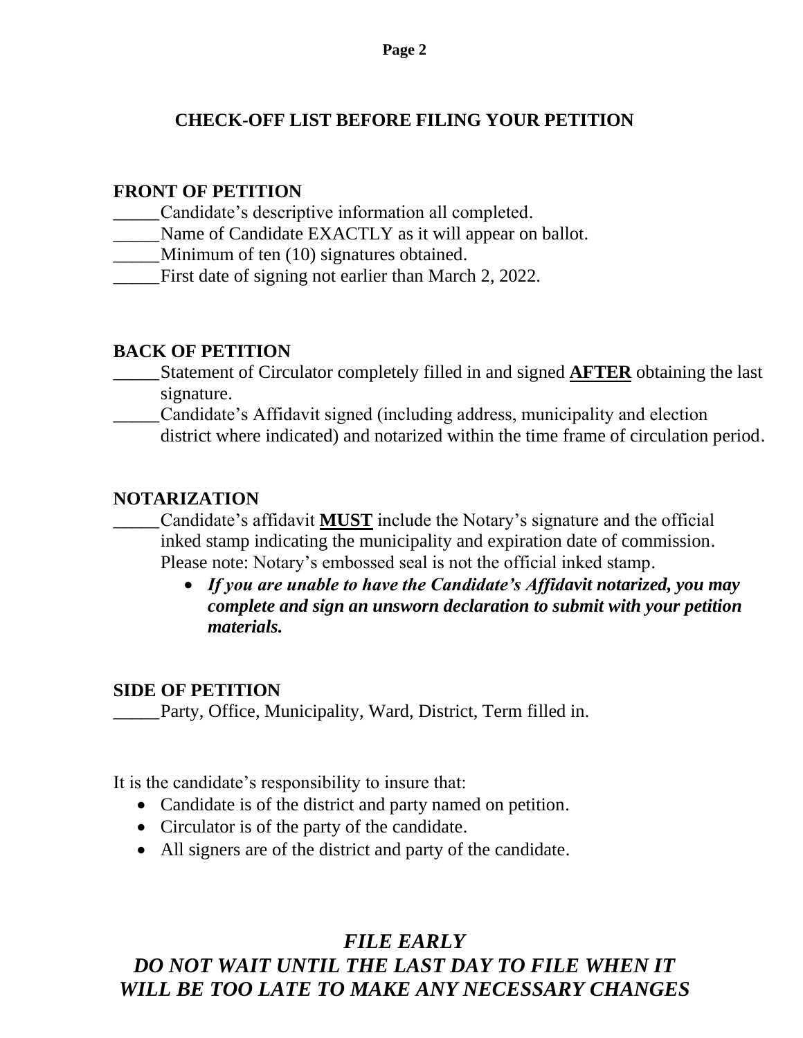## CHECK-OFF LIST BEFORE FILING YOUR PETITION

### FRONT OF PETITION

_____Candidate's descriptive information all completed.
_____Name of Candidate EXACTLY as it will appear on ballot.
_____Minimum of ten (10) signatures obtained.
_____First date of signing not earlier than March 2, 2022.

### BACK OF PETITION

_____Statement of Circulator completely filled in and signed **AFTER** obtaining the last signature.
_____Candidate's Affidavit signed (including address, municipality and election district where indicated) and notarized within the time frame of circulation period.

### NOTARIZATION

_____Candidate's affidavit **MUST** include the Notary's signature and the official inked stamp indicating the municipality and expiration date of commission. Please note: Notary's embossed seal is not the official inked stamp.

- ***If you are unable to have the Candidate's Affidavit notarized, you may complete and sign an unsworn declaration to submit with your petition materials.***

### SIDE OF PETITION

_____Party, Office, Municipality, Ward, District, Term filled in.

It is the candidate's responsibility to insure that:

- Candidate is of the district and party named on petition.
- Circulator is of the party of the candidate.
- All signers are of the district and party of the candidate.

***FILE EARLY***
***DO NOT WAIT UNTIL THE LAST DAY TO FILE WHEN IT WILL BE TOO LATE TO MAKE ANY NECESSARY CHANGES***